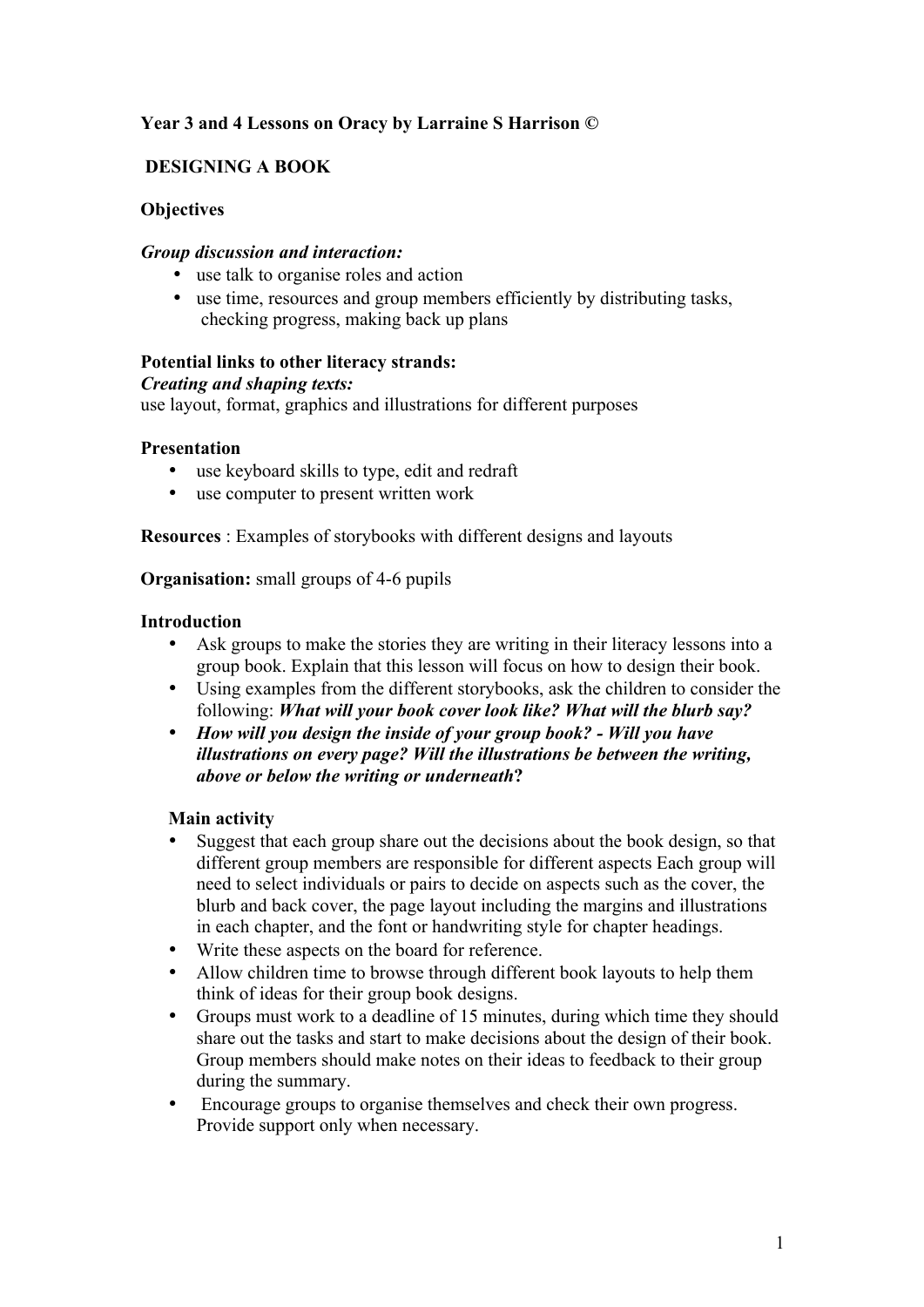**Year 3 and 4 Lessons on Oracy by Larraine S Harrison ©**

## DESIGNING A BOOK

**Objectives**

***Group discussion and interaction:***

- use talk to organise roles and action
- use time, resources and group members efficiently by distributing tasks, checking progress, making back up plans

**Potential links to other literacy strands:**

***Creating and shaping texts:***

use layout, format, graphics and illustrations for different purposes

**Presentation**

- use keyboard skills to type, edit and redraft
- use computer to present written work

**Resources** : Examples of storybooks with different designs and layouts

**Organisation:** small groups of 4-6 pupils

**Introduction**

- Ask groups to make the stories they are writing in their literacy lessons into a group book. Explain that this lesson will focus on how to design their book.
- Using examples from the different storybooks, ask the children to consider the following: ***What will your book cover look like? What will the blurb say?***
- ***How will you design the inside of your group book? - Will you have illustrations on every page? Will the illustrations be between the writing, above or below the writing or underneath*?**

**Main activity**

- Suggest that each group share out the decisions about the book design, so that different group members are responsible for different aspects Each group will need to select individuals or pairs to decide on aspects such as the cover, the blurb and back cover, the page layout including the margins and illustrations in each chapter, and the font or handwriting style for chapter headings.
- Write these aspects on the board for reference.
- Allow children time to browse through different book layouts to help them think of ideas for their group book designs.
- Groups must work to a deadline of 15 minutes, during which time they should share out the tasks and start to make decisions about the design of their book. Group members should make notes on their ideas to feedback to their group during the summary.
- Encourage groups to organise themselves and check their own progress. Provide support only when necessary.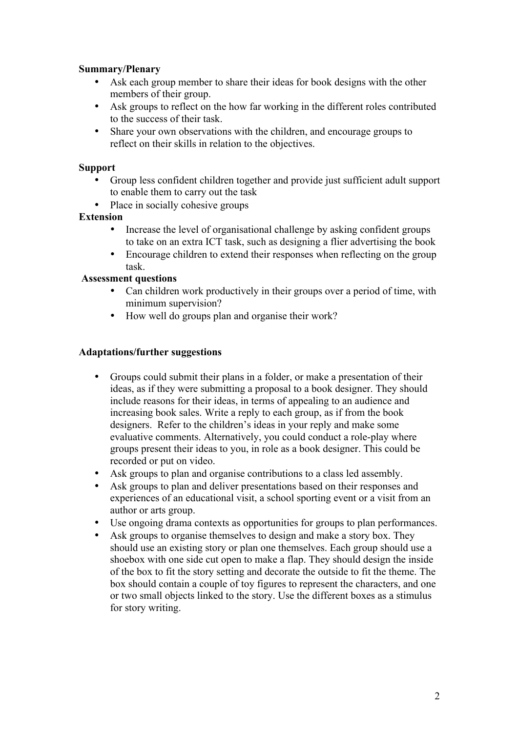**Summary/Plenary**

- Ask each group member to share their ideas for book designs with the other members of their group.
- Ask groups to reflect on the how far working in the different roles contributed to the success of their task.
- Share your own observations with the children, and encourage groups to reflect on their skills in relation to the objectives.

**Support**

- Group less confident children together and provide just sufficient adult support to enable them to carry out the task
- Place in socially cohesive groups

**Extension**

- Increase the level of organisational challenge by asking confident groups to take on an extra ICT task, such as designing a flier advertising the book
- Encourage children to extend their responses when reflecting on the group task.

**Assessment questions**

- Can children work productively in their groups over a period of time, with minimum supervision?
- How well do groups plan and organise their work?

**Adaptations/further suggestions**

- Groups could submit their plans in a folder, or make a presentation of their ideas, as if they were submitting a proposal to a book designer. They should include reasons for their ideas, in terms of appealing to an audience and increasing book sales. Write a reply to each group, as if from the book designers. Refer to the children's ideas in your reply and make some evaluative comments. Alternatively, you could conduct a role-play where groups present their ideas to you, in role as a book designer. This could be recorded or put on video.
- Ask groups to plan and organise contributions to a class led assembly.
- Ask groups to plan and deliver presentations based on their responses and experiences of an educational visit, a school sporting event or a visit from an author or arts group.
- Use ongoing drama contexts as opportunities for groups to plan performances.
- Ask groups to organise themselves to design and make a story box. They should use an existing story or plan one themselves. Each group should use a shoebox with one side cut open to make a flap. They should design the inside of the box to fit the story setting and decorate the outside to fit the theme. The box should contain a couple of toy figures to represent the characters, and one or two small objects linked to the story. Use the different boxes as a stimulus for story writing.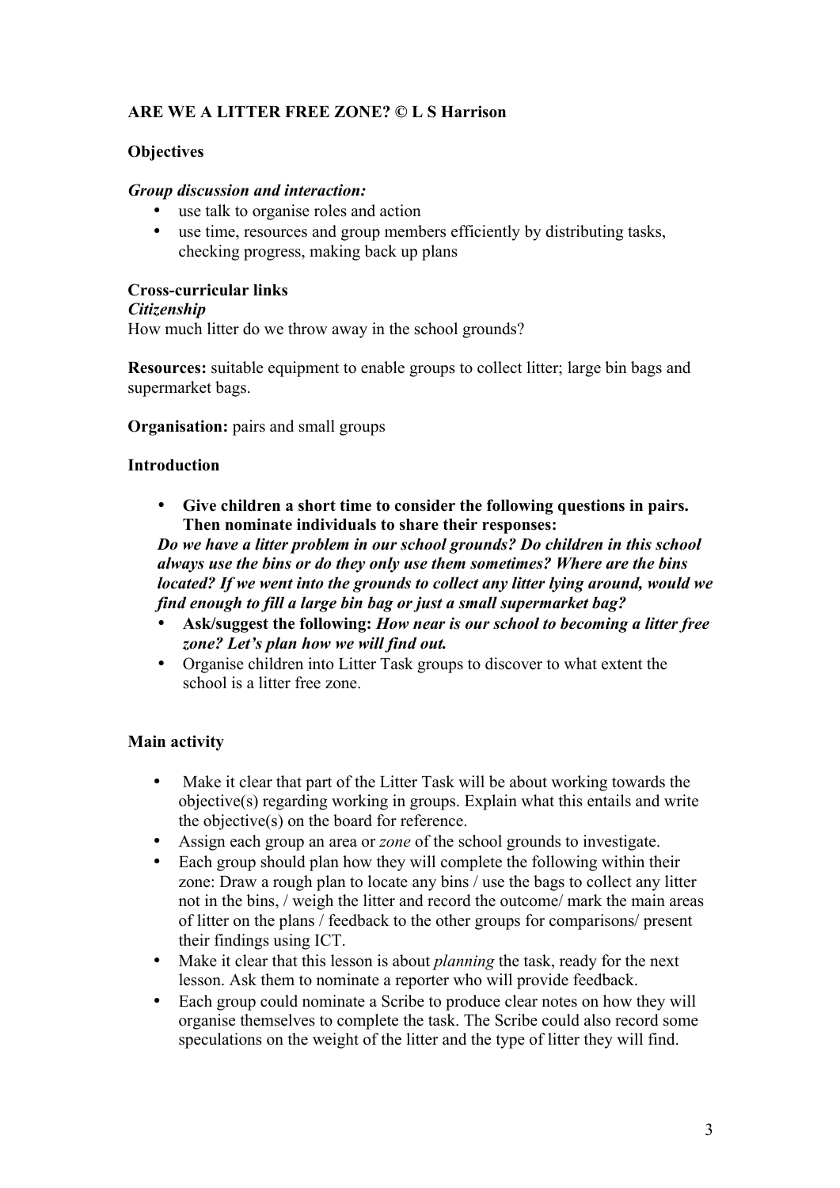**ARE WE A LITTER FREE ZONE? © L S Harrison**

**Objectives**

***Group discussion and interaction:***

- use talk to organise roles and action
- use time, resources and group members efficiently by distributing tasks, checking progress, making back up plans

**Cross-curricular links**

***Citizenship***

How much litter do we throw away in the school grounds?

**Resources:** suitable equipment to enable groups to collect litter; large bin bags and supermarket bags.

**Organisation:** pairs and small groups

**Introduction**

- **Give children a short time to consider the following questions in pairs. Then nominate individuals to share their responses:**

***Do we have a litter problem in our school grounds? Do children in this school always use the bins or do they only use them sometimes? Where are the bins located? If we went into the grounds to collect any litter lying around, would we find enough to fill a large bin bag or just a small supermarket bag?***

- **Ask/suggest the following:** ***How near is our school to becoming a litter free zone? Let's plan how we will find out.***
- Organise children into Litter Task groups to discover to what extent the school is a litter free zone.

**Main activity**

- Make it clear that part of the Litter Task will be about working towards the objective(s) regarding working in groups. Explain what this entails and write the objective(s) on the board for reference.
- Assign each group an area or *zone* of the school grounds to investigate.
- Each group should plan how they will complete the following within their zone: Draw a rough plan to locate any bins / use the bags to collect any litter not in the bins, / weigh the litter and record the outcome/ mark the main areas of litter on the plans / feedback to the other groups for comparisons/ present their findings using ICT.
- Make it clear that this lesson is about *planning* the task, ready for the next lesson. Ask them to nominate a reporter who will provide feedback.
- Each group could nominate a Scribe to produce clear notes on how they will organise themselves to complete the task. The Scribe could also record some speculations on the weight of the litter and the type of litter they will find.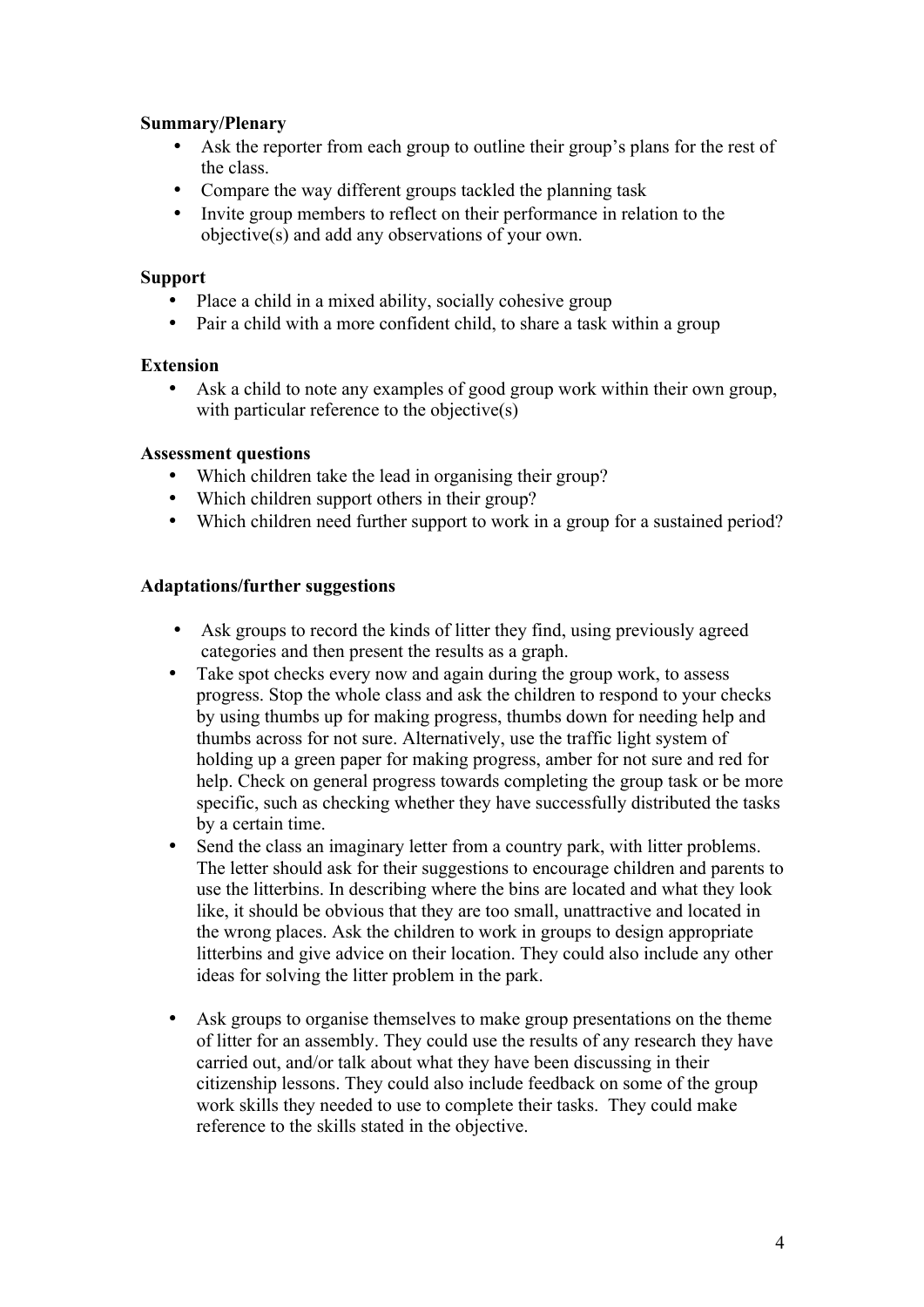**Summary/Plenary**

- Ask the reporter from each group to outline their group's plans for the rest of the class.
- Compare the way different groups tackled the planning task
- Invite group members to reflect on their performance in relation to the objective(s) and add any observations of your own.

**Support**

- Place a child in a mixed ability, socially cohesive group
- Pair a child with a more confident child, to share a task within a group

**Extension**

- Ask a child to note any examples of good group work within their own group, with particular reference to the objective(s)

**Assessment questions**

- Which children take the lead in organising their group?
- Which children support others in their group?
- Which children need further support to work in a group for a sustained period?

**Adaptations/further suggestions**

- Ask groups to record the kinds of litter they find, using previously agreed categories and then present the results as a graph.
- Take spot checks every now and again during the group work, to assess progress. Stop the whole class and ask the children to respond to your checks by using thumbs up for making progress, thumbs down for needing help and thumbs across for not sure. Alternatively, use the traffic light system of holding up a green paper for making progress, amber for not sure and red for help. Check on general progress towards completing the group task or be more specific, such as checking whether they have successfully distributed the tasks by a certain time.
- Send the class an imaginary letter from a country park, with litter problems. The letter should ask for their suggestions to encourage children and parents to use the litterbins. In describing where the bins are located and what they look like, it should be obvious that they are too small, unattractive and located in the wrong places. Ask the children to work in groups to design appropriate litterbins and give advice on their location. They could also include any other ideas for solving the litter problem in the park.
- Ask groups to organise themselves to make group presentations on the theme of litter for an assembly. They could use the results of any research they have carried out, and/or talk about what they have been discussing in their citizenship lessons. They could also include feedback on some of the group work skills they needed to use to complete their tasks. They could make reference to the skills stated in the objective.